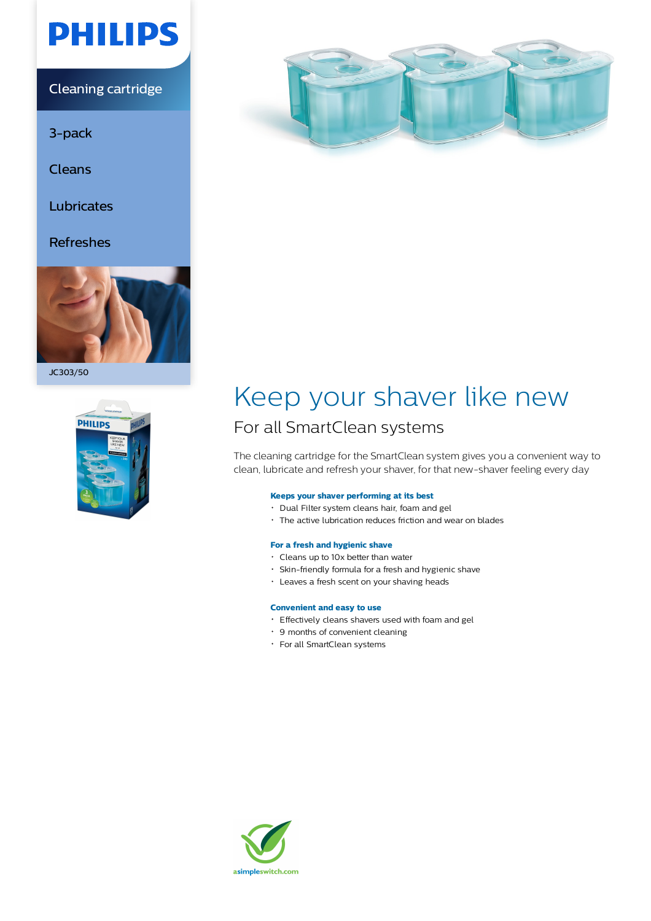PHILIPS

Cleaning cartridge

3-pack

Cleans

Lubricates

Refreshes

JC303/50

# Keep your shaver like new

## For all SmartClean systems

The cleaning cartridge for the SmartClean system gives you a convenient way to clean, lubricate and refresh your shaver, for that new-shaver feeling every day

**Keeps your shaver performing at its best**

- Dual Filter system cleans hair, foam and gel
- The active lubrication reduces friction and wear on blades

**For a fresh and hygienic shave**

- Cleans up to 10x better than water
- Skin-friendly formula for a fresh and hygienic shave
- Leaves a fresh scent on your shaving heads

**Convenient and easy to use**

- Effectively cleans shavers used with foam and gel
- 9 months of convenient cleaning
- For all SmartClean systems

asimpleswitch.com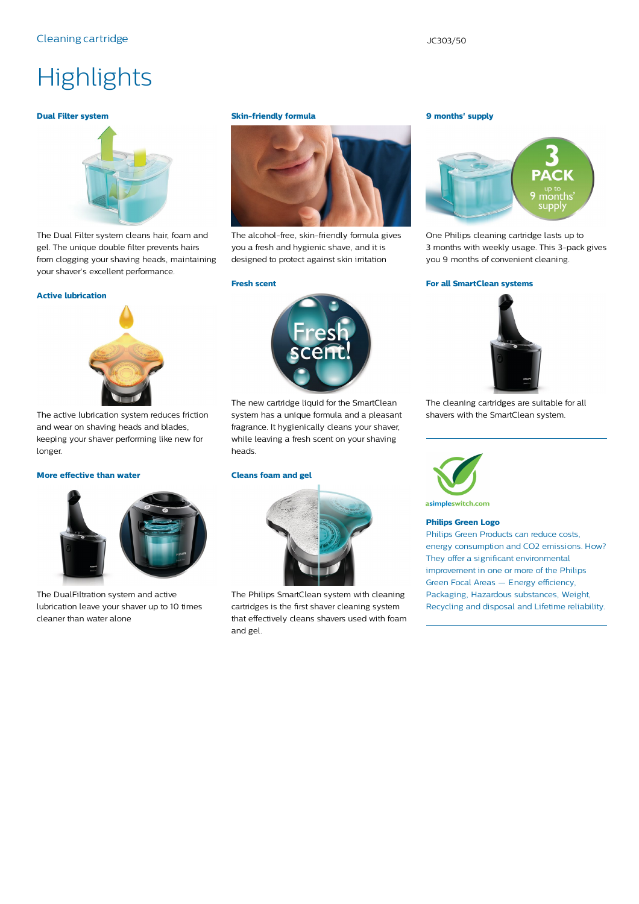# Highlights

### Dual Filter system

The Dual Filter system cleans hair, foam and gel. The unique double filter prevents hairs from clogging your shaving heads, maintaining your shaver's excellent performance.

### Active lubrication

The active lubrication system reduces friction and wear on shaving heads and blades, keeping your shaver performing like new for longer.

### More effective than water

The DualFiltration system and active lubrication leave your shaver up to 10 times cleaner than water alone

### Skin-friendly formula

The alcohol-free, skin-friendly formula gives you a fresh and hygienic shave, and it is designed to protect against skin irritation

### Fresh scent

The new cartridge liquid for the SmartClean system has a unique formula and a pleasant fragrance. It hygienically cleans your shaver, while leaving a fresh scent on your shaving heads.

### Cleans foam and gel

The Philips SmartClean system with cleaning cartridges is the first shaver cleaning system that effectively cleans shavers used with foam and gel.

### 9 months' supply

One Philips cleaning cartridge lasts up to 3 months with weekly usage. This 3-pack gives you 9 months of convenient cleaning.

### For all SmartClean systems

The cleaning cartridges are suitable for all shavers with the SmartClean system.

asimpleswitch.com

### Philips Green Logo

Philips Green Products can reduce costs, energy consumption and CO2 emissions. How? They offer a significant environmental improvement in one or more of the Philips Green Focal Areas — Energy efficiency, Packaging, Hazardous substances, Weight, Recycling and disposal and Lifetime reliability.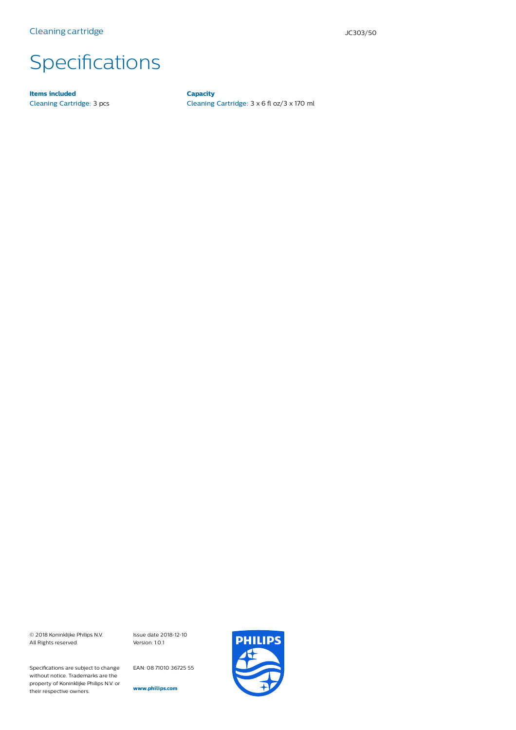# Specifications

**Items included**
Cleaning Cartridge: 3 pcs

**Capacity**
Cleaning Cartridge: 3 x 6 fl oz/3 x 170 ml

© 2018 Koninklijke Philips N.V.
All Rights reserved.

Specifications are subject to change without notice. Trademarks are the property of Koninklijke Philips N.V. or their respective owners.

Issue date 2018-12-10
Version: 1.0.1

EAN: 08 71010 36725 55

**www.philips.com**